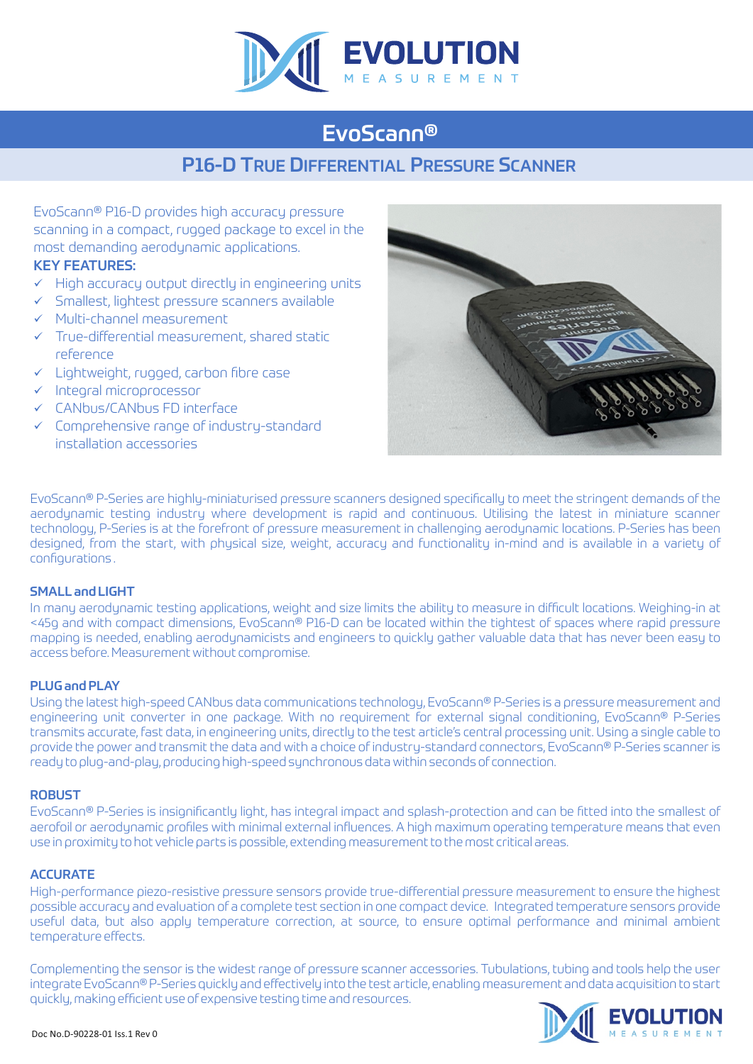# EvoScann®

## P16-D True Differential Pressure Scanner

EvoScann® P16-D provides high accuracy pressure scanning in a compact, rugged package to excel in the most demanding aerodynamic applications.

**KEY FEATURES:**

- ✓ High accuracy output directly in engineering units
- ✓ Smallest, lightest pressure scanners available
- ✓ Multi-channel measurement
- ✓ True-differential measurement, shared static reference
- ✓ Lightweight, rugged, carbon fibre case
- ✓ Integral microprocessor
- ✓ CANbus/CANbus FD interface
- ✓ Comprehensive range of industry-standard installation accessories

EvoScann® P-Series are highly-miniaturised pressure scanners designed specifically to meet the stringent demands of the aerodynamic testing industry where development is rapid and continuous. Utilising the latest in miniature scanner technology, P-Series is at the forefront of pressure measurement in challenging aerodynamic locations. P-Series has been designed, from the start, with physical size, weight, accuracy and functionality in-mind and is available in a variety of configurations.

### SMALL and LIGHT

In many aerodynamic testing applications, weight and size limits the ability to measure in difficult locations. Weighing-in at <45g and with compact dimensions, EvoScann® P16-D can be located within the tightest of spaces where rapid pressure mapping is needed, enabling aerodynamicists and engineers to quickly gather valuable data that has never been easy to access before. Measurement without compromise.

### PLUG and PLAY

Using the latest high-speed CANbus data communications technology, EvoScann® P-Series is a pressure measurement and engineering unit converter in one package. With no requirement for external signal conditioning, EvoScann® P-Series transmits accurate, fast data, in engineering units, directly to the test article's central processing unit. Using a single cable to provide the power and transmit the data and with a choice of industry-standard connectors, EvoScann® P-Series scanner is ready to plug-and-play, producing high-speed synchronous data within seconds of connection.

### ROBUST

EvoScann® P-Series is insignificantly light, has integral impact and splash-protection and can be fitted into the smallest of aerofoil or aerodynamic profiles with minimal external influences. A high maximum operating temperature means that even use in proximity to hot vehicle parts is possible, extending measurement to the most critical areas.

### ACCURATE

High-performance piezo-resistive pressure sensors provide true-differential pressure measurement to ensure the highest possible accuracy and evaluation of a complete test section in one compact device. Integrated temperature sensors provide useful data, but also apply temperature correction, at source, to ensure optimal performance and minimal ambient temperature effects.

Complementing the sensor is the widest range of pressure scanner accessories. Tubulations, tubing and tools help the user integrate EvoScann® P-Series quickly and effectively into the test article, enabling measurement and data acquisition to start quickly, making efficient use of expensive testing time and resources.

Doc No.D-90228-01 Iss.1 Rev 0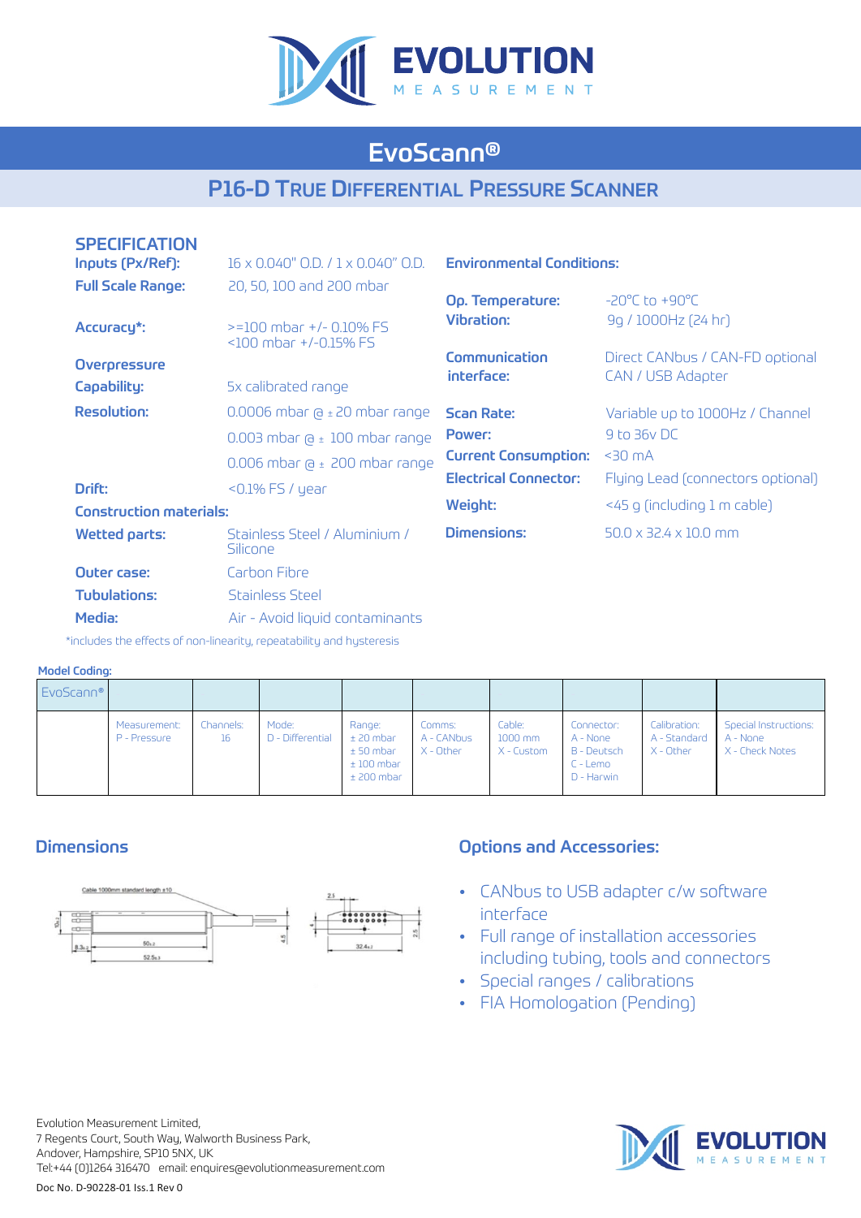# EvoScann®

## P16-D True Differential Pressure Scanner

### SPECIFICATION

| | |
|---|---|
| **Inputs (Px/Ref):** | 16 x 0.040" O.D. / 1 x 0.040" O.D. |
| **Full Scale Range:** | 20, 50, 100 and 200 mbar |
| **Accuracy*:** | >=100 mbar +/- 0.10% FS<br><100 mbar +/-0.15% FS |
| **Overpressure Capability:** | 5x calibrated range |
| **Resolution:** | 0.0006 mbar @ ± 20 mbar range<br>0.003 mbar @ ± 100 mbar range<br>0.006 mbar @ ± 200 mbar range |
| **Drift:** | <0.1% FS / year |
| **Construction materials:** | |
| **Wetted parts:** | Stainless Steel / Aluminium / Silicone |
| **Outer case:** | Carbon Fibre |
| **Tubulations:** | Stainless Steel |
| **Media:** | Air - Avoid liquid contaminants |

*includes the effects of non-linearity, repeatability and hysteresis

**Environmental Conditions:**

| | |
|---|---|
| **Op. Temperature:** | -20°C to +90°C |
| **Vibration:** | 9g / 1000Hz (24 hr) |
| **Communication interface:** | Direct CANbus / CAN-FD optional<br>CAN / USB Adapter |
| **Scan Rate:** | Variable up to 1000Hz / Channel |
| **Power:** | 9 to 36v DC |
| **Current Consumption:** | <30 mA |
| **Electrical Connector:** | Flying Lead (connectors optional) |
| **Weight:** | <45 g (including 1 m cable) |
| **Dimensions:** | 50.0 x 32.4 x 10.0 mm |

**Model Coding:**

| EvoScann® | | | | | | | | | |
|---|---|---|---|---|---|---|---|---|---|
| | Measurement:<br>P - Pressure | Channels:<br>16 | Mode:<br>D - Differential | Range:<br>± 20 mbar<br>± 50 mbar<br>± 100 mbar<br>± 200 mbar | Comms:<br>A - CANbus<br>X - Other | Cable:<br>1000 mm<br>X - Custom | Connector:<br>A - None<br>B - Deutsch<br>C - Lemo<br>D - Harwin | Calibration:<br>A - Standard<br>X - Other | Special Instructions:<br>A - None<br>X - Check Notes |

## Dimensions

Cable 1000mm standard length ±10

10±2

8.3±2

50±2

52.5±3

4.5

2.5

4

32.4±1

2.5

## Options and Accessories:

- CANbus to USB adapter c/w software interface
- Full range of installation accessories including tubing, tools and connectors
- Special ranges / calibrations
- FIA Homologation (Pending)

Evolution Measurement Limited,
7 Regents Court, South Way, Walworth Business Park,
Andover, Hampshire, SP10 5NX, UK
Tel:+44 (0)1264 316470 email: enquires@evolutionmeasurement.com

Doc No. D-90228-01 Iss.1 Rev 0